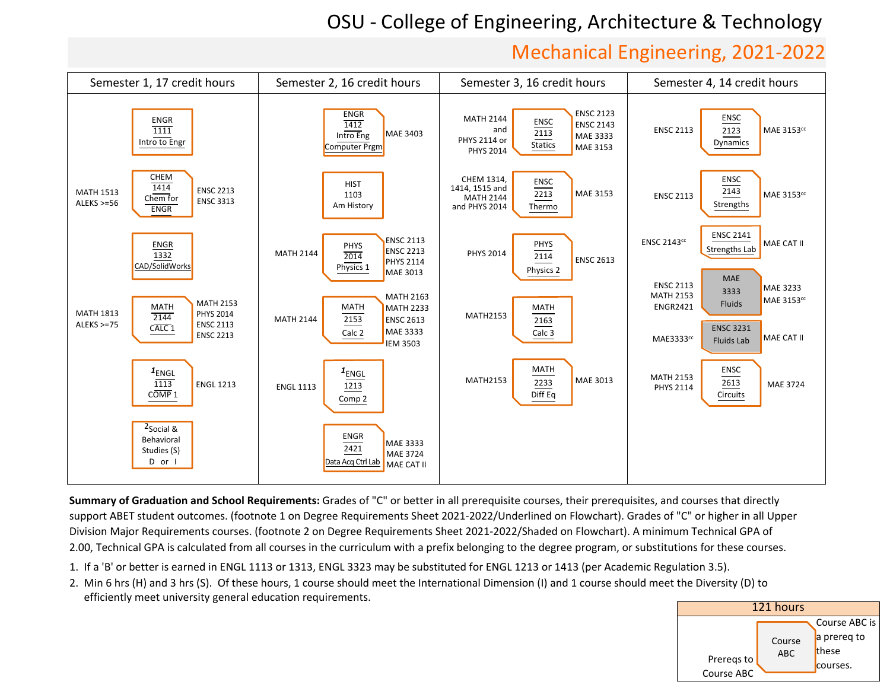# OSU - College of Engineering, Architecture & Technology

## Mechanical Engineering, 2021-2022

### Semester 1, 17 credit hours

| Prerequisites | Course | Prerequisite to |
|---|---|---|
| | ENGR 1111 Intro to Engr | |
| MATH 1513, ALEKS >=56 | CHEM 1414 Chem for ENGR | ENSC 2213, ENSC 3313 |
| | ENGR 1332 CAD/SolidWorks | |
| MATH 1813, ALEKS >=75 | MATH 2144 CALC 1 | MATH 2153, PHYS 2014, ENSC 2113, ENSC 2213 |
| | [1]ENGL 1113 COMP 1 | ENGL 1213 |
| | [2]Social & Behavioral Studies (S) D or I | |

### Semester 2, 16 credit hours

| Prerequisites | Course | Prerequisite to |
|---|---|---|
| | ENGR 1412 Intro Eng Computer Prgm | MAE 3403 |
| | HIST 1103 Am History | |
| MATH 2144 | PHYS 2014 Physics 1 | ENSC 2113, ENSC 2213, PHYS 2114, MAE 3013 |
| MATH 2144 | MATH 2153 Calc 2 | MATH 2163, MATH 2233, ENSC 2613, MAE 3333, IEM 3503 |
| ENGL 1113 | [1]ENGL 1213 Comp 2 | |
| | ENGR 2421 Data Acq Ctrl Lab | MAE 3333, MAE 3724, MAE CAT II |

### Semester 3, 16 credit hours

| Prerequisites | Course | Prerequisite to |
|---|---|---|
| MATH 2144 and PHYS 2114 or PHYS 2014 | ENSC 2113 Statics | ENSC 2123, ENSC 2143, MAE 3333, MAE 3153 |
| CHEM 1314, 1414, 1515 and MATH 2144 and PHYS 2014 | ENSC 2213 Thermo | MAE 3153 |
| PHYS 2014 | PHYS 2114 Physics 2 | ENSC 2613 |
| MATH2153 | MATH 2163 Calc 3 | |
| MATH2153 | MATH 2233 Diff Eq | MAE 3013 |

### Semester 4, 14 credit hours

| Prerequisites | Course | Prerequisite to |
|---|---|---|
| ENSC 2113 | ENSC 2123 Dynamics | MAE 3153cc |
| ENSC 2113 | ENSC 2143 Strengths | MAE 3153cc |
| ENSC 2143cc | ENSC 2141 Strengths Lab | MAE CAT II |
| ENSC 2113, MATH 2153, ENGR2421 | MAE 3333 Fluids | MAE 3233, MAE 3153cc |
| MAE3333cc | ENSC 3231 Fluids Lab | MAE CAT II |
| MATH 2153, PHYS 2114 | ENSC 2613 Circuits | MAE 3724 |

**Summary of Graduation and School Requirements:** Grades of "C" or better in all prerequisite courses, their prerequisites, and courses that directly support ABET student outcomes. (footnote 1 on Degree Requirements Sheet 2021-2022/Underlined on Flowchart). Grades of "C" or higher in all Upper Division Major Requirements courses. (footnote 2 on Degree Requirements Sheet 2021-2022/Shaded on Flowchart). A minimum Technical GPA of 2.00, Technical GPA is calculated from all courses in the curriculum with a prefix belonging to the degree program, or substitutions for these courses.

1. If a 'B' or better is earned in ENGL 1113 or 1313, ENGL 3323 may be substituted for ENGL 1213 or 1413 (per Academic Regulation 3.5).
2. Min 6 hrs (H) and 3 hrs (S). Of these hours, 1 course should meet the International Dimension (I) and 1 course should meet the Diversity (D) to efficiently meet university general education requirements.

**121 hours**

Legend: Prereqs to Course ABC (left) — Course ABC — Course ABC is a prereq to these courses (right).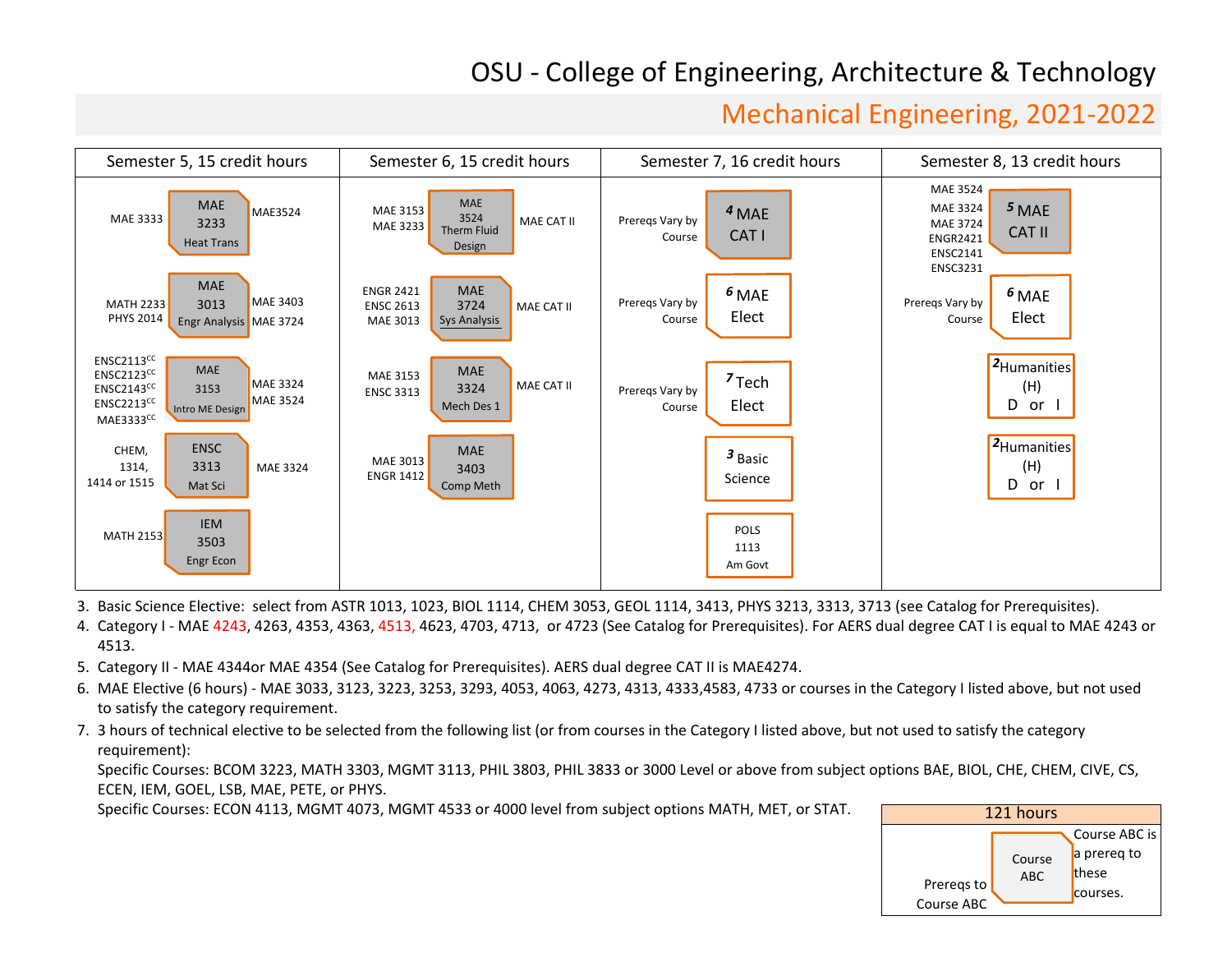# OSU - College of Engineering, Architecture & Technology

## Mechanical Engineering, 2021-2022

| Semester 5, 15 credit hours | Semester 6, 15 credit hours | Semester 7, 16 credit hours | Semester 8, 13 credit hours |
|---|---|---|---|
| MAE 3233 Heat Trans (Prereqs: MAE 3333; Prereq to: MAE3524) | MAE 3524 Therm Fluid Design (Prereqs: MAE 3153, MAE 3233; Prereq to: MAE CAT II) | 4 MAE CAT I (Prereqs Vary by Course) | 5 MAE CAT II (Prereqs: MAE 3524, MAE 3324, MAE 3724, ENGR2421, ENSC2141, ENSC3231) |
| MAE 3013 Engr Analysis (Prereqs: MATH 2233, PHYS 2014; Prereq to: MAE 3403, MAE 3724) | MAE 3724 Sys Analysis (Prereqs: ENGR 2421, ENSC 2613, MAE 3013; Prereq to: MAE CAT II) | 6 MAE Elect (Prereqs Vary by Course) | 6 MAE Elect (Prereqs Vary by Course) |
| MAE 3153 Intro ME Design (Prereqs: ENSC2113[CC], ENSC2123[CC], ENSC2143[CC], ENSC2213[CC], MAE3333[CC]; Prereq to: MAE 3324, MAE 3524) | MAE 3324 Mech Des 1 (Prereqs: MAE 3153, ENSC 3313; Prereq to: MAE CAT II) | 7 Tech Elect (Prereqs Vary by Course) | 2 Humanities (H) D or I |
| ENSC 3313 Mat Sci (Prereqs: CHEM, 1314, 1414 or 1515; Prereq to: MAE 3324) | MAE 3403 Comp Meth (Prereqs: MAE 3013, ENGR 1412) | 3 Basic Science | 2 Humanities (H) D or I |
| IEM 3503 Engr Econ (Prereqs: MATH 2153) | | POLS 1113 Am Govt | |

3. Basic Science Elective: select from ASTR 1013, 1023, BIOL 1114, CHEM 3053, GEOL 1114, 3413, PHYS 3213, 3313, 3713 (see Catalog for Prerequisites).
4. Category I - MAE 4243, 4263, 4353, 4363, 4513, 4623, 4703, 4713, or 4723 (See Catalog for Prerequisites). For AERS dual degree CAT I is equal to MAE 4243 or 4513.
5. Category II - MAE 4344or MAE 4354 (See Catalog for Prerequisites). AERS dual degree CAT II is MAE4274.
6. MAE Elective (6 hours) - MAE 3033, 3123, 3223, 3253, 3293, 4053, 4063, 4273, 4313, 4333,4583, 4733 or courses in the Category I listed above, but not used to satisfy the category requirement.
7. 3 hours of technical elective to be selected from the following list (or from courses in the Category I listed above, but not used to satisfy the category requirement):
   Specific Courses: BCOM 3223, MATH 3303, MGMT 3113, PHIL 3803, PHIL 3833 or 3000 Level or above from subject options BAE, BIOL, CHE, CHEM, CIVE, CS, ECEN, IEM, GOEL, LSB, MAE, PETE, or PHYS.
   Specific Courses: ECON 4113, MGMT 4073, MGMT 4533 or 4000 level from subject options MATH, MET, or STAT.

**121 hours**

Legend: Prereqs to Course ABC → Course ABC → Course ABC is a prereq to these courses.